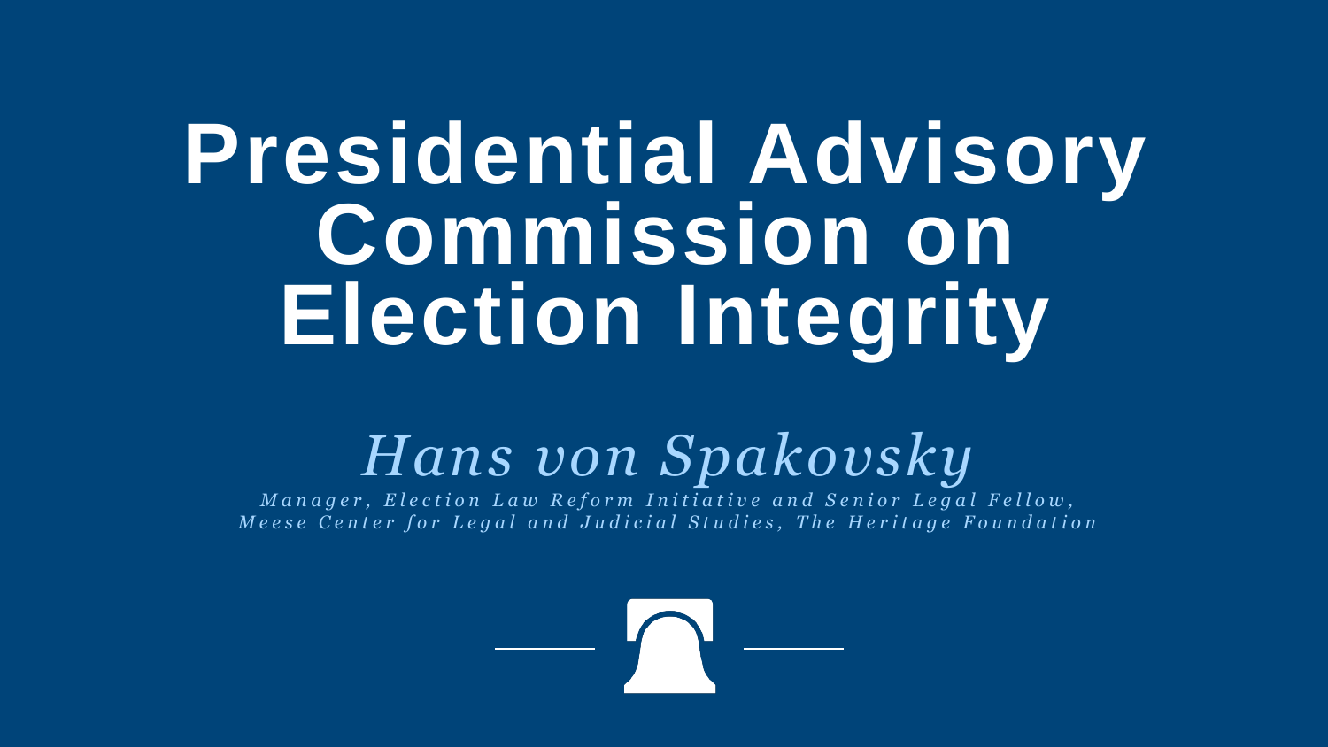# Presidential Advisory Commission on Election Integrity

*Hans von Spakovsky*

*Manager, Election Law Reform Initiative and Senior Legal Fellow, Meese Center for Legal and Judicial Studies, The Heritage Foundation*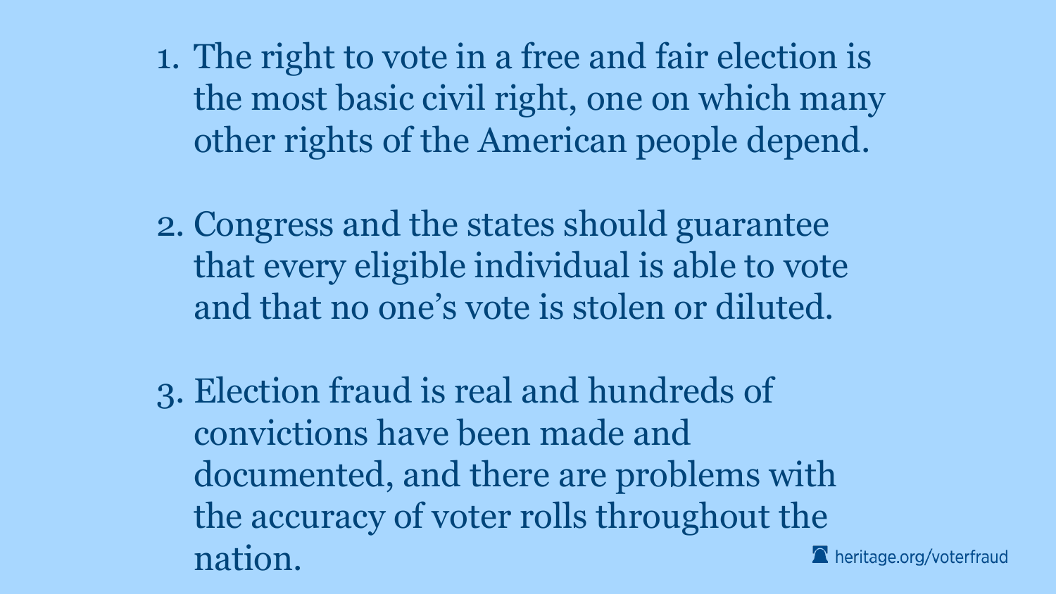1. The right to vote in a free and fair election is the most basic civil right, one on which many other rights of the American people depend.

2. Congress and the states should guarantee that every eligible individual is able to vote and that no one's vote is stolen or diluted.

3. Election fraud is real and hundreds of convictions have been made and documented, and there are problems with the accuracy of voter rolls throughout the nation.

heritage.org/voterfraud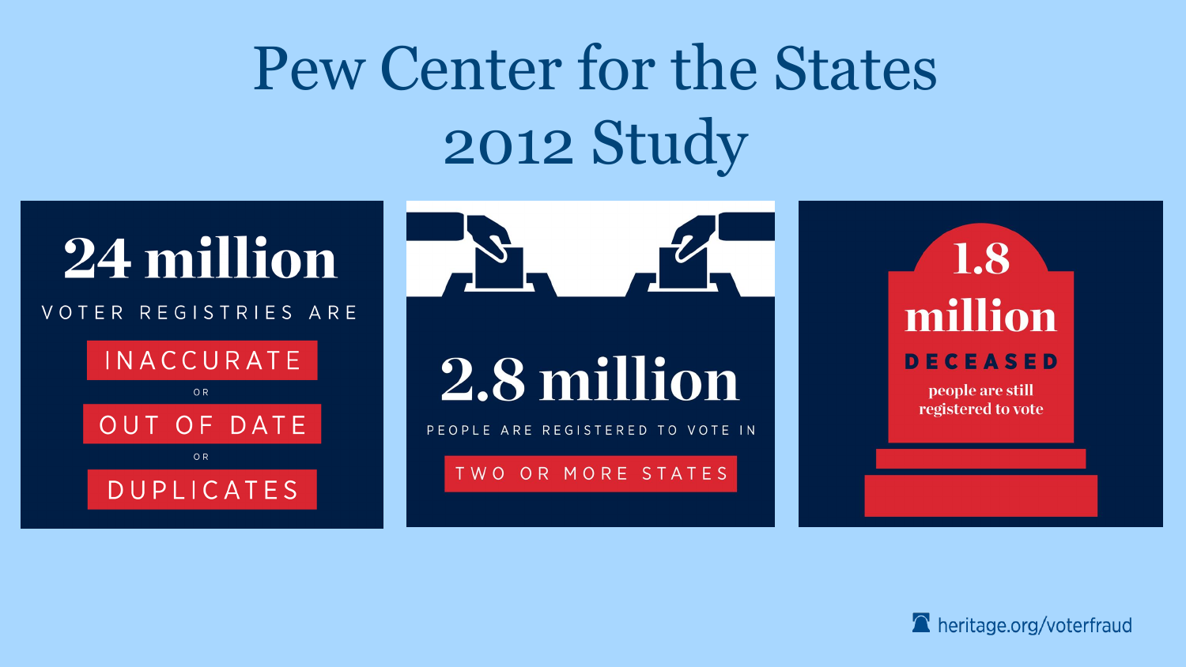# Pew Center for the States 2012 Study

**24 million**

VOTER REGISTRIES ARE

INACCURATE

OR

OUT OF DATE

OR

DUPLICATES

**2.8 million**

PEOPLE ARE REGISTERED TO VOTE IN

TWO OR MORE STATES

**1.8 million**

**DECEASED**

people are still registered to vote

heritage.org/voterfraud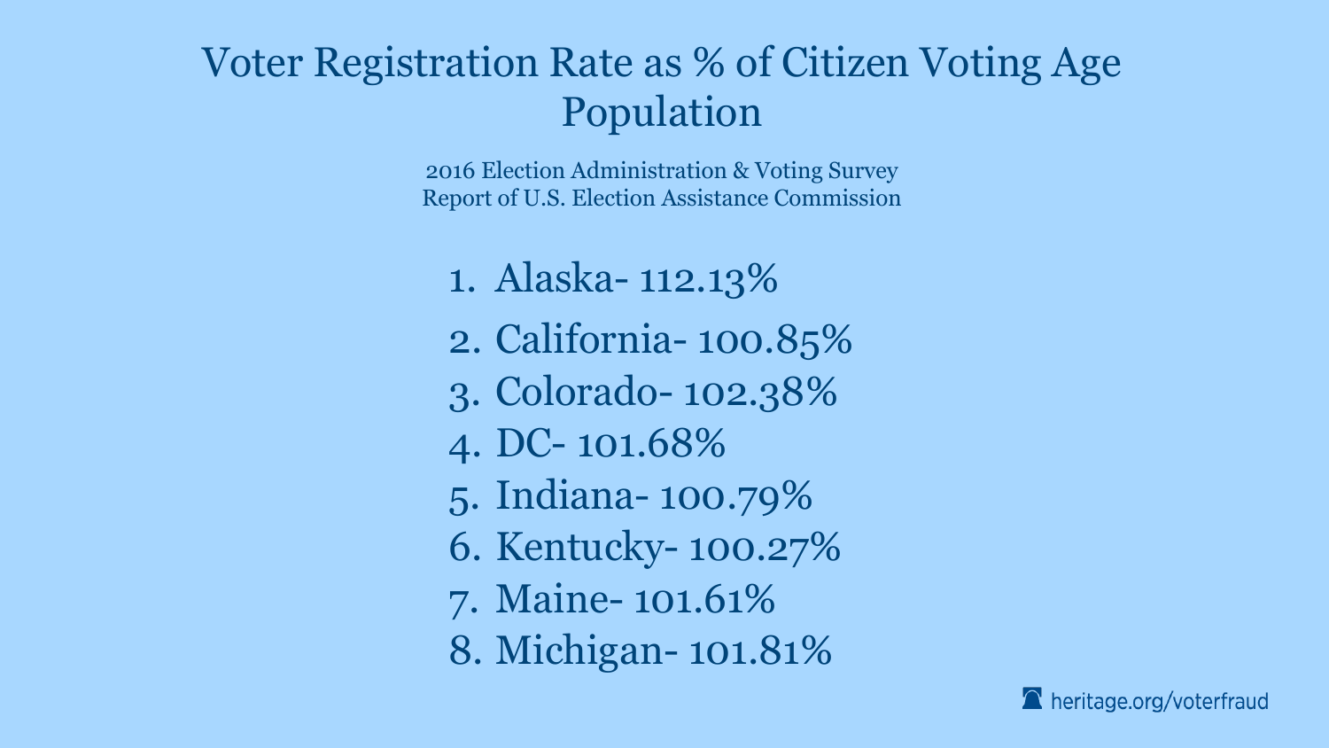# Voter Registration Rate as % of Citizen Voting Age Population

2016 Election Administration & Voting Survey
Report of U.S. Election Assistance Commission

1. Alaska- 112.13%
2. California- 100.85%
3. Colorado- 102.38%
4. DC- 101.68%
5. Indiana- 100.79%
6. Kentucky- 100.27%
7. Maine- 101.61%
8. Michigan- 101.81%

heritage.org/voterfraud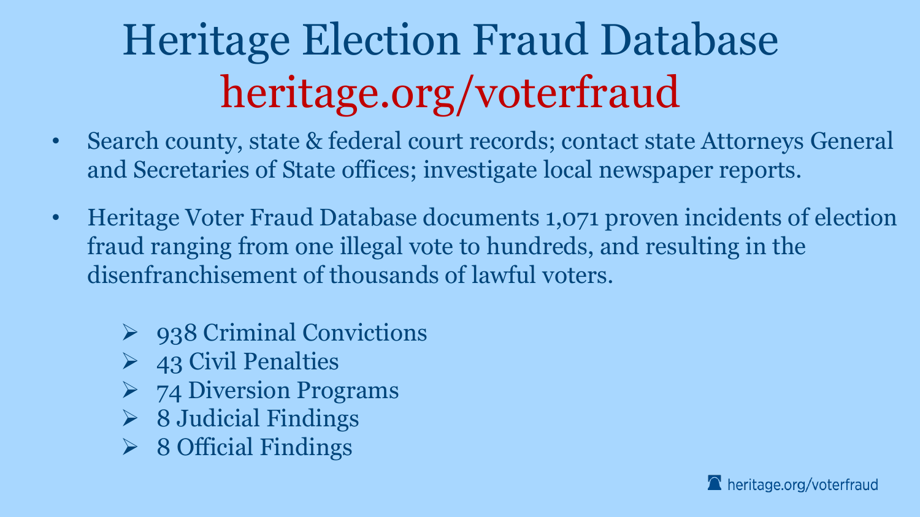# Heritage Election Fraud Database

## heritage.org/voterfraud

- Search county, state & federal court records; contact state Attorneys General and Secretaries of State offices; investigate local newspaper reports.
- Heritage Voter Fraud Database documents 1,071 proven incidents of election fraud ranging from one illegal vote to hundreds, and resulting in the disenfranchisement of thousands of lawful voters.
  - 938 Criminal Convictions
  - 43 Civil Penalties
  - 74 Diversion Programs
  - 8 Judicial Findings
  - 8 Official Findings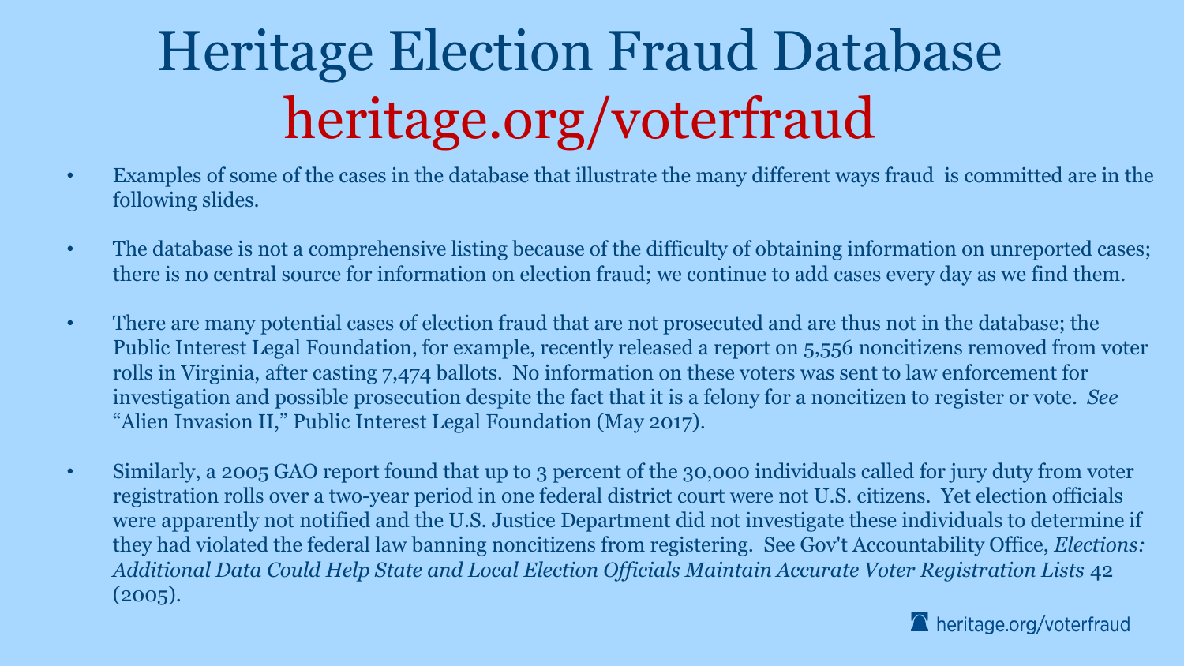# Heritage Election Fraud Database

## heritage.org/voterfraud

- Examples of some of the cases in the database that illustrate the many different ways fraud is committed are in the following slides.
- The database is not a comprehensive listing because of the difficulty of obtaining information on unreported cases; there is no central source for information on election fraud; we continue to add cases every day as we find them.
- There are many potential cases of election fraud that are not prosecuted and are thus not in the database; the Public Interest Legal Foundation, for example, recently released a report on 5,556 noncitizens removed from voter rolls in Virginia, after casting 7,474 ballots. No information on these voters was sent to law enforcement for investigation and possible prosecution despite the fact that it is a felony for a noncitizen to register or vote. *See* "Alien Invasion II," Public Interest Legal Foundation (May 2017).
- Similarly, a 2005 GAO report found that up to 3 percent of the 30,000 individuals called for jury duty from voter registration rolls over a two-year period in one federal district court were not U.S. citizens. Yet election officials were apparently not notified and the U.S. Justice Department did not investigate these individuals to determine if they had violated the federal law banning noncitizens from registering. See Gov't Accountability Office, *Elections: Additional Data Could Help State and Local Election Officials Maintain Accurate Voter Registration Lists* 42 (2005).

heritage.org/voterfraud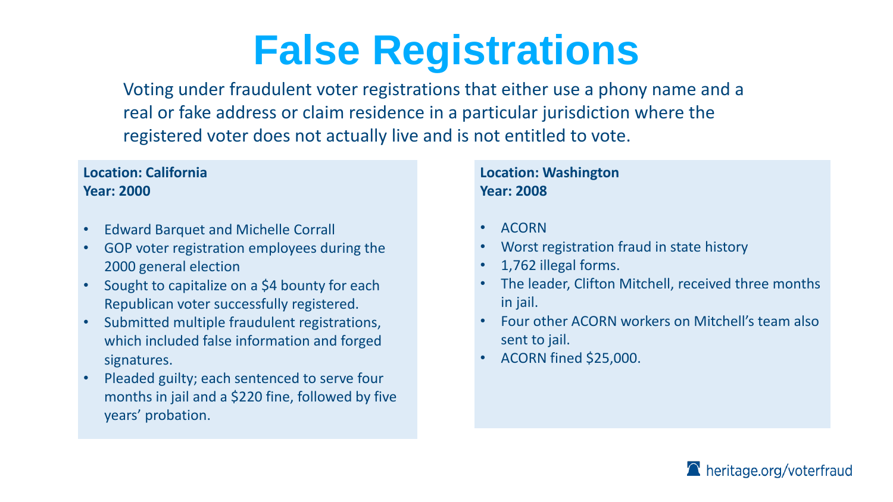# False Registrations

Voting under fraudulent voter registrations that either use a phony name and a real or fake address or claim residence in a particular jurisdiction where the registered voter does not actually live and is not entitled to vote.

**Location: California**
**Year: 2000**

- Edward Barquet and Michelle Corrall
- GOP voter registration employees during the 2000 general election
- Sought to capitalize on a $4 bounty for each Republican voter successfully registered.
- Submitted multiple fraudulent registrations, which included false information and forged signatures.
- Pleaded guilty; each sentenced to serve four months in jail and a $220 fine, followed by five years' probation.

**Location: Washington**
**Year: 2008**

- ACORN
- Worst registration fraud in state history
- 1,762 illegal forms.
- The leader, Clifton Mitchell, received three months in jail.
- Four other ACORN workers on Mitchell's team also sent to jail.
- ACORN fined $25,000.

heritage.org/voterfraud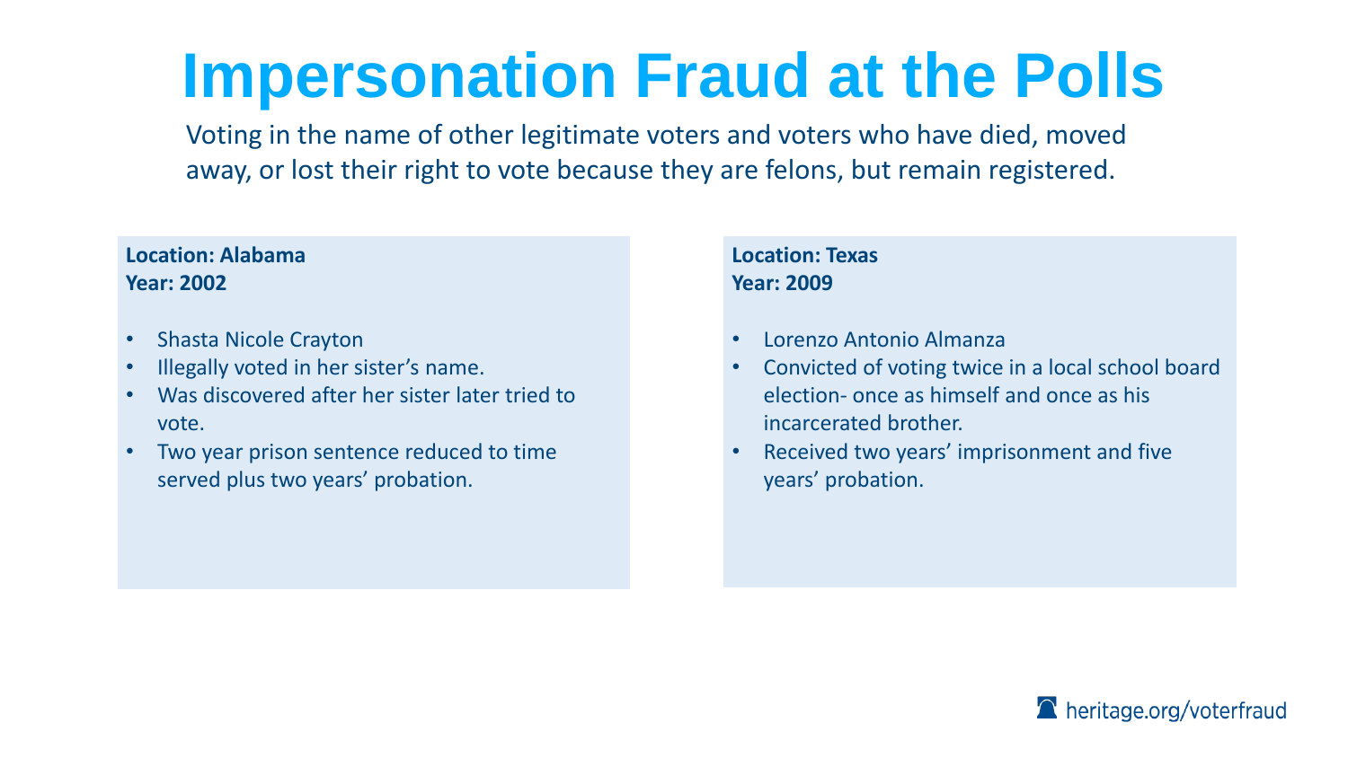# Impersonation Fraud at the Polls

Voting in the name of other legitimate voters and voters who have died, moved away, or lost their right to vote because they are felons, but remain registered.

**Location: Alabama**
**Year: 2002**

- Shasta Nicole Crayton
- Illegally voted in her sister's name.
- Was discovered after her sister later tried to vote.
- Two year prison sentence reduced to time served plus two years' probation.

**Location: Texas**
**Year: 2009**

- Lorenzo Antonio Almanza
- Convicted of voting twice in a local school board election- once as himself and once as his incarcerated brother.
- Received two years' imprisonment and five years' probation.

heritage.org/voterfraud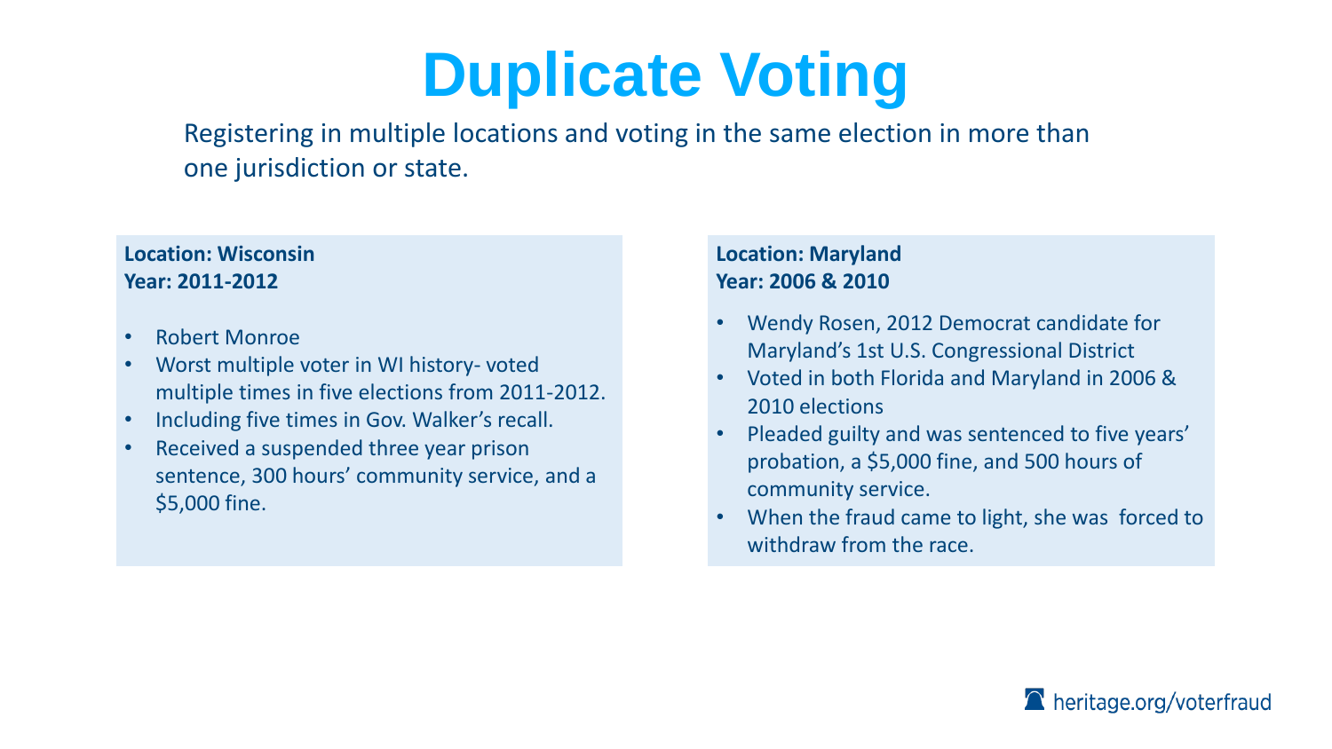# Duplicate Voting

Registering in multiple locations and voting in the same election in more than one jurisdiction or state.

**Location: Wisconsin**
**Year: 2011-2012**

- Robert Monroe
- Worst multiple voter in WI history- voted multiple times in five elections from 2011-2012.
- Including five times in Gov. Walker's recall.
- Received a suspended three year prison sentence, 300 hours' community service, and a $5,000 fine.

**Location: Maryland**
**Year: 2006 & 2010**

- Wendy Rosen, 2012 Democrat candidate for Maryland's 1st U.S. Congressional District
- Voted in both Florida and Maryland in 2006 & 2010 elections
- Pleaded guilty and was sentenced to five years' probation, a $5,000 fine, and 500 hours of community service.
- When the fraud came to light, she was forced to withdraw from the race.

heritage.org/voterfraud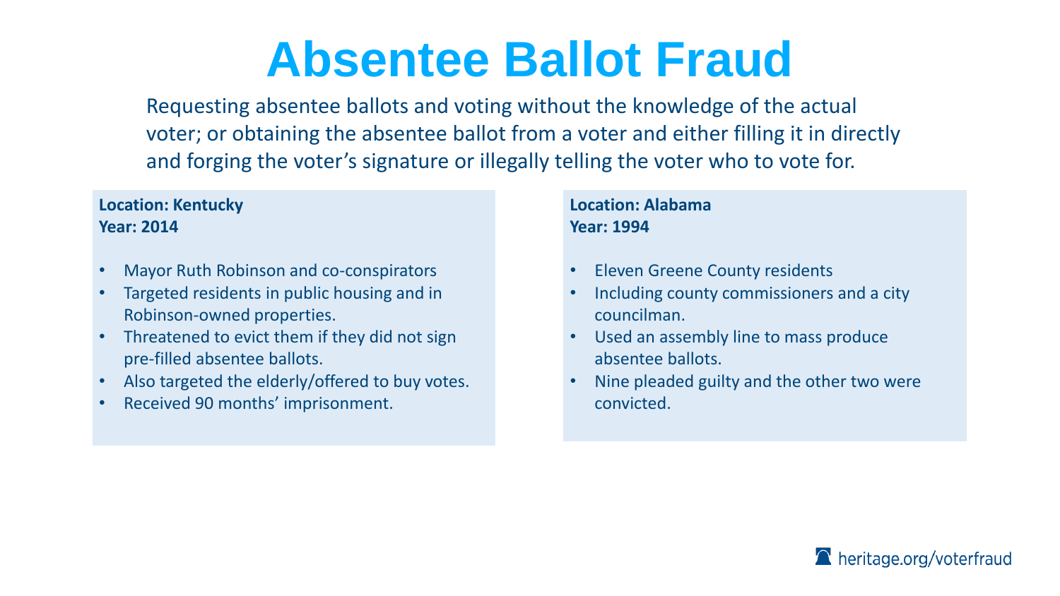# Absentee Ballot Fraud

Requesting absentee ballots and voting without the knowledge of the actual voter; or obtaining the absentee ballot from a voter and either filling it in directly and forging the voter's signature or illegally telling the voter who to vote for.

**Location: Kentucky**
**Year: 2014**

- Mayor Ruth Robinson and co-conspirators
- Targeted residents in public housing and in Robinson-owned properties.
- Threatened to evict them if they did not sign pre-filled absentee ballots.
- Also targeted the elderly/offered to buy votes.
- Received 90 months' imprisonment.

**Location: Alabama**
**Year: 1994**

- Eleven Greene County residents
- Including county commissioners and a city councilman.
- Used an assembly line to mass produce absentee ballots.
- Nine pleaded guilty and the other two were convicted.

heritage.org/voterfraud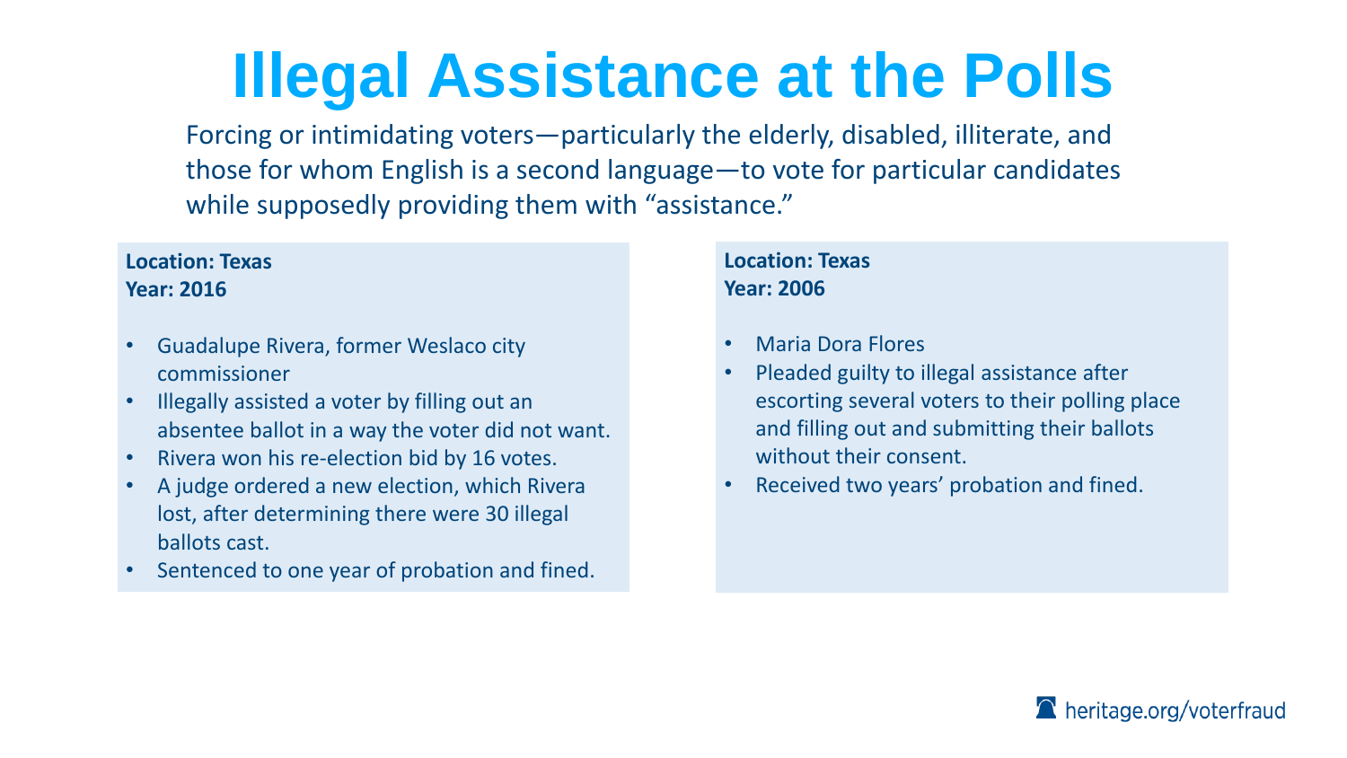# Illegal Assistance at the Polls

Forcing or intimidating voters—particularly the elderly, disabled, illiterate, and those for whom English is a second language—to vote for particular candidates while supposedly providing them with "assistance."

**Location: Texas**
**Year: 2016**

- Guadalupe Rivera, former Weslaco city commissioner
- Illegally assisted a voter by filling out an absentee ballot in a way the voter did not want.
- Rivera won his re-election bid by 16 votes.
- A judge ordered a new election, which Rivera lost, after determining there were 30 illegal ballots cast.
- Sentenced to one year of probation and fined.

**Location: Texas**
**Year: 2006**

- Maria Dora Flores
- Pleaded guilty to illegal assistance after escorting several voters to their polling place and filling out and submitting their ballots without their consent.
- Received two years' probation and fined.

heritage.org/voterfraud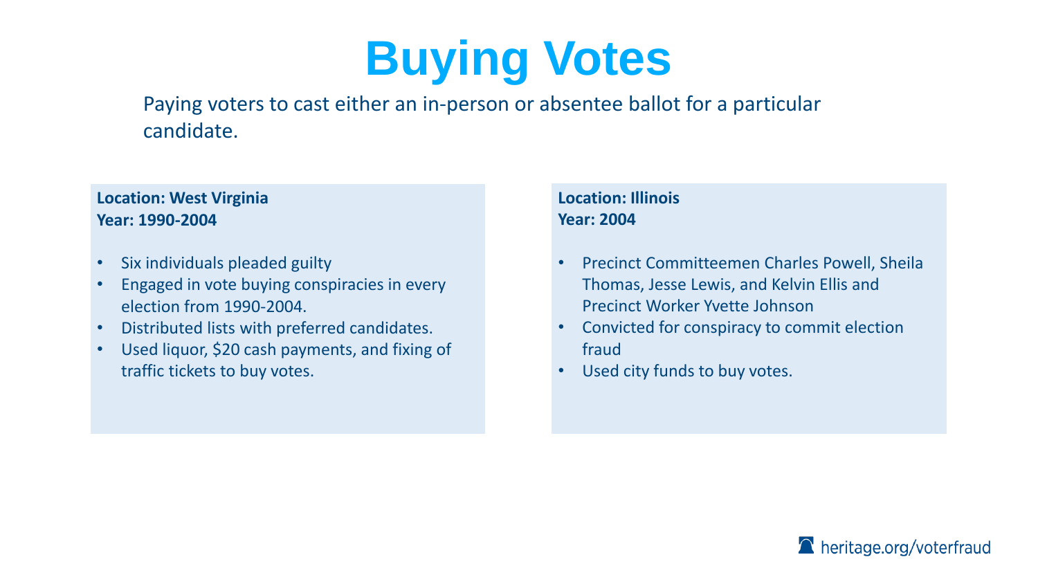# Buying Votes

Paying voters to cast either an in-person or absentee ballot for a particular candidate.

**Location: West Virginia**
**Year: 1990-2004**

- Six individuals pleaded guilty
- Engaged in vote buying conspiracies in every election from 1990-2004.
- Distributed lists with preferred candidates.
- Used liquor, $20 cash payments, and fixing of traffic tickets to buy votes.

**Location: Illinois**
**Year: 2004**

- Precinct Committeemen Charles Powell, Sheila Thomas, Jesse Lewis, and Kelvin Ellis and Precinct Worker Yvette Johnson
- Convicted for conspiracy to commit election fraud
- Used city funds to buy votes.

heritage.org/voterfraud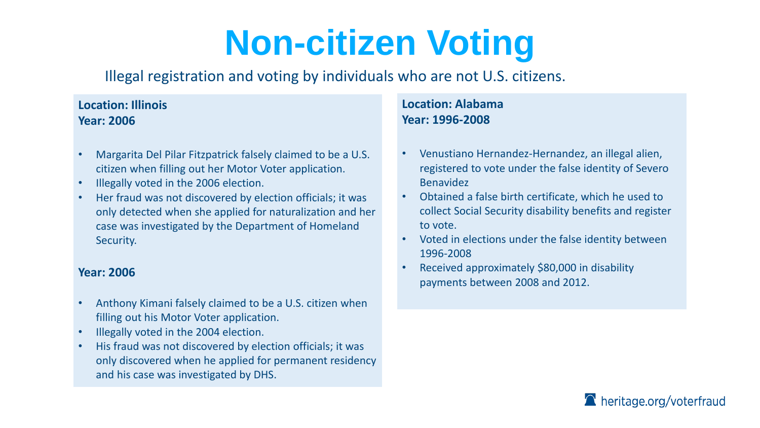# Non-citizen Voting

Illegal registration and voting by individuals who are not U.S. citizens.

**Location: Illinois**
**Year: 2006**

- Margarita Del Pilar Fitzpatrick falsely claimed to be a U.S. citizen when filling out her Motor Voter application.
- Illegally voted in the 2006 election.
- Her fraud was not discovered by election officials; it was only detected when she applied for naturalization and her case was investigated by the Department of Homeland Security.

**Year: 2006**

- Anthony Kimani falsely claimed to be a U.S. citizen when filling out his Motor Voter application.
- Illegally voted in the 2004 election.
- His fraud was not discovered by election officials; it was only discovered when he applied for permanent residency and his case was investigated by DHS.

**Location: Alabama**
**Year: 1996-2008**

- Venustiano Hernandez-Hernandez, an illegal alien, registered to vote under the false identity of Severo Benavidez
- Obtained a false birth certificate, which he used to collect Social Security disability benefits and register to vote.
- Voted in elections under the false identity between 1996-2008
- Received approximately $80,000 in disability payments between 2008 and 2012.

heritage.org/voterfraud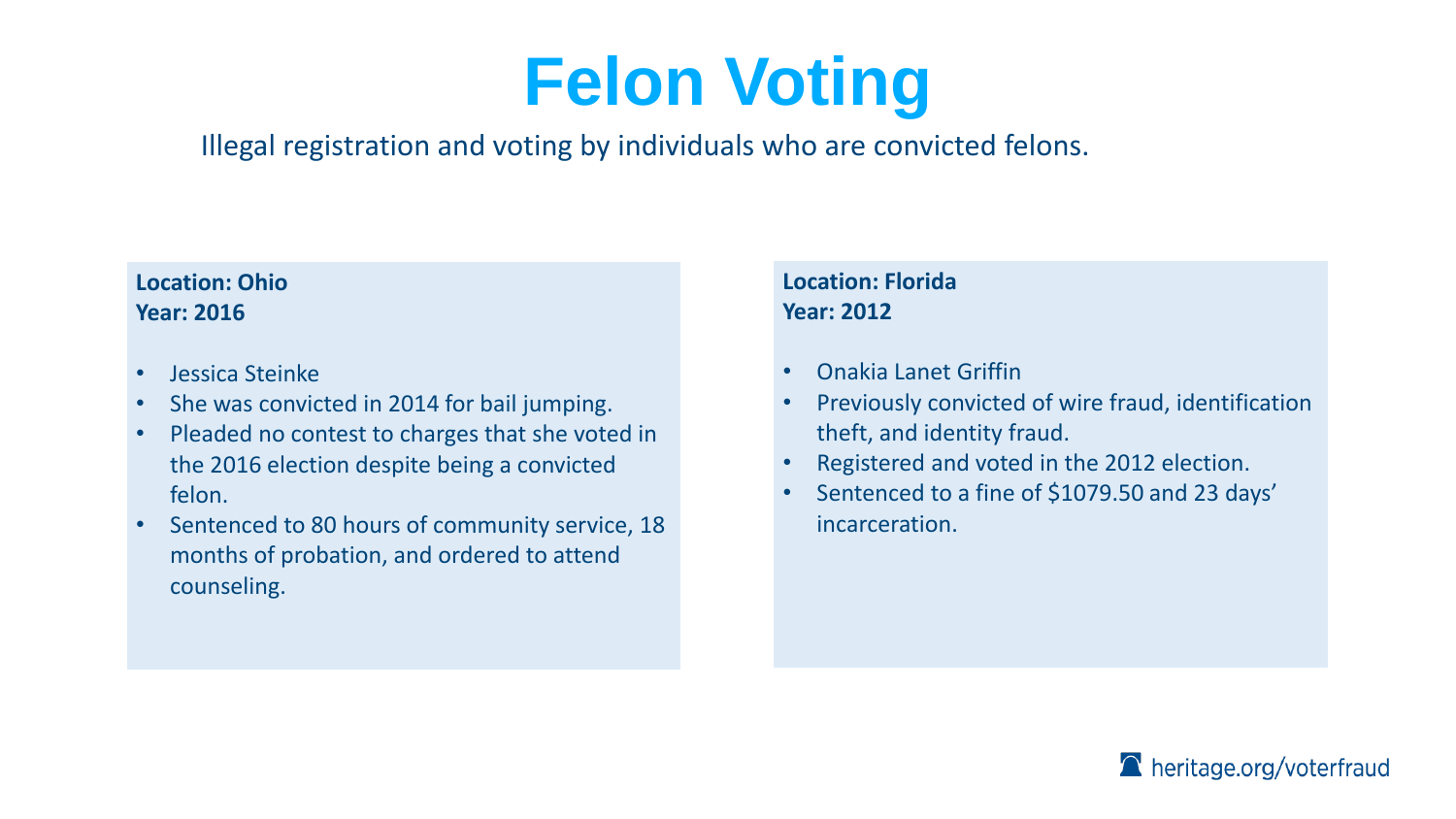# Felon Voting

Illegal registration and voting by individuals who are convicted felons.

**Location: Ohio**
**Year: 2016**

- Jessica Steinke
- She was convicted in 2014 for bail jumping.
- Pleaded no contest to charges that she voted in the 2016 election despite being a convicted felon.
- Sentenced to 80 hours of community service, 18 months of probation, and ordered to attend counseling.

**Location: Florida**
**Year: 2012**

- Onakia Lanet Griffin
- Previously convicted of wire fraud, identification theft, and identity fraud.
- Registered and voted in the 2012 election.
- Sentenced to a fine of $1079.50 and 23 days' incarceration.

heritage.org/voterfraud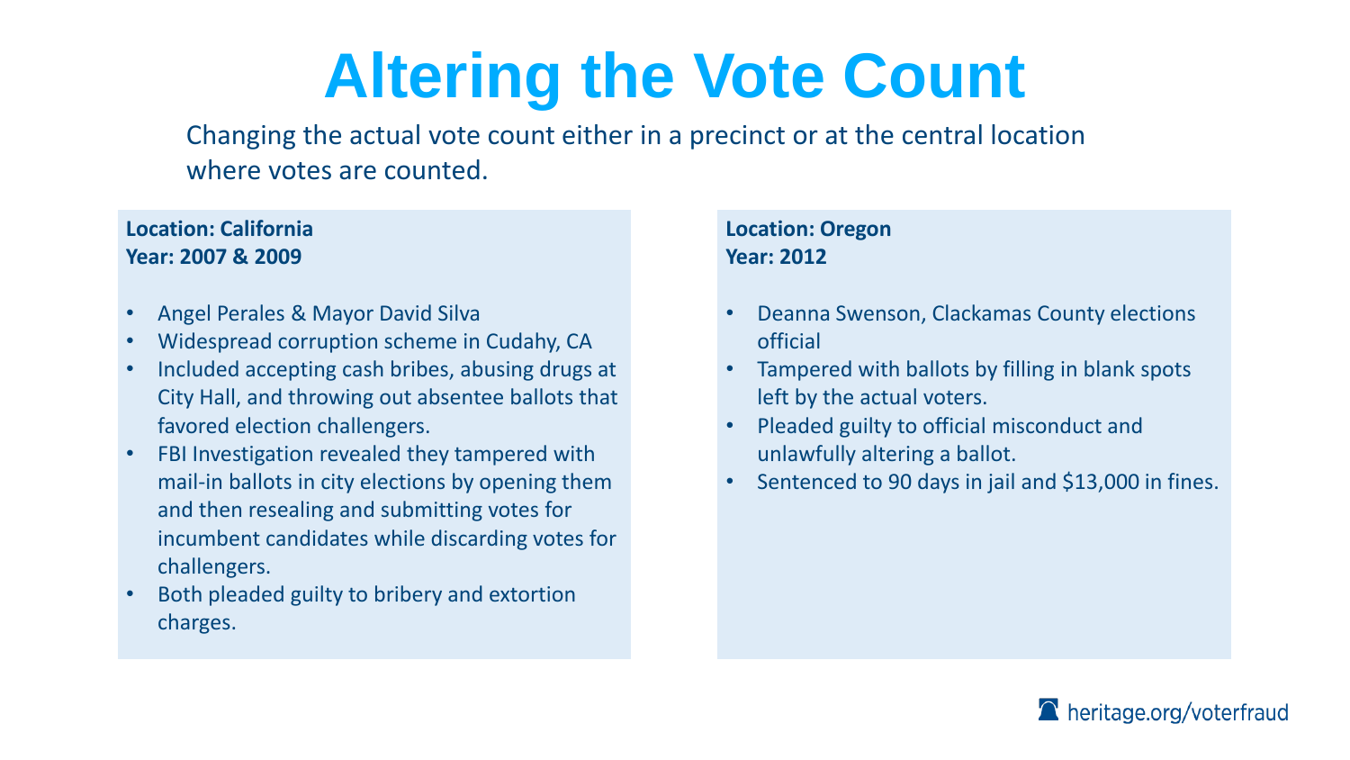# Altering the Vote Count

Changing the actual vote count either in a precinct or at the central location where votes are counted.

**Location: California**
**Year: 2007 & 2009**

- Angel Perales & Mayor David Silva
- Widespread corruption scheme in Cudahy, CA
- Included accepting cash bribes, abusing drugs at City Hall, and throwing out absentee ballots that favored election challengers.
- FBI Investigation revealed they tampered with mail-in ballots in city elections by opening them and then resealing and submitting votes for incumbent candidates while discarding votes for challengers.
- Both pleaded guilty to bribery and extortion charges.

**Location: Oregon**
**Year: 2012**

- Deanna Swenson, Clackamas County elections official
- Tampered with ballots by filling in blank spots left by the actual voters.
- Pleaded guilty to official misconduct and unlawfully altering a ballot.
- Sentenced to 90 days in jail and $13,000 in fines.

heritage.org/voterfraud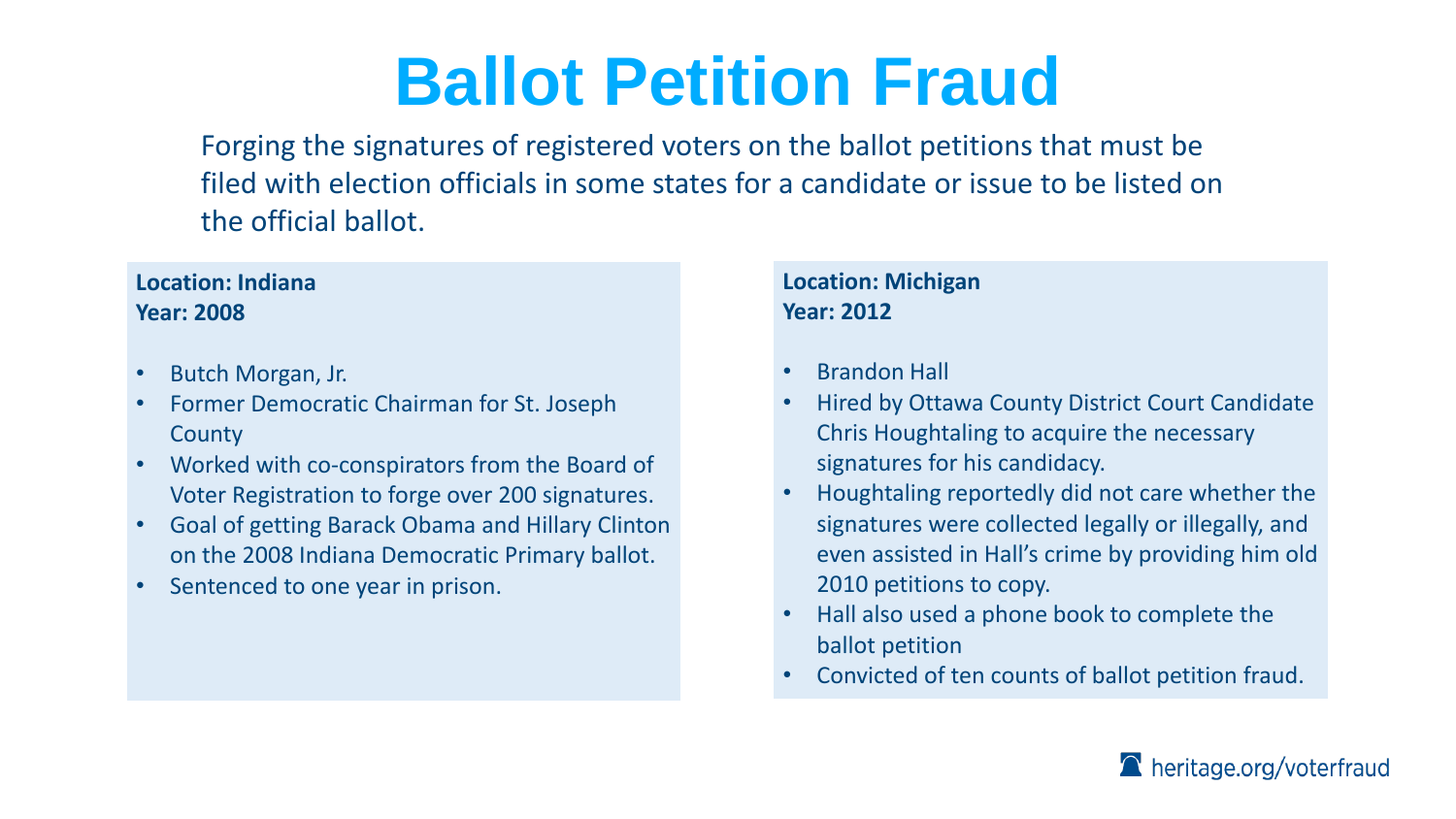# Ballot Petition Fraud

Forging the signatures of registered voters on the ballot petitions that must be filed with election officials in some states for a candidate or issue to be listed on the official ballot.

**Location: Indiana**
**Year: 2008**

- Butch Morgan, Jr.
- Former Democratic Chairman for St. Joseph County
- Worked with co-conspirators from the Board of Voter Registration to forge over 200 signatures.
- Goal of getting Barack Obama and Hillary Clinton on the 2008 Indiana Democratic Primary ballot.
- Sentenced to one year in prison.

**Location: Michigan**
**Year: 2012**

- Brandon Hall
- Hired by Ottawa County District Court Candidate Chris Houghtaling to acquire the necessary signatures for his candidacy.
- Houghtaling reportedly did not care whether the signatures were collected legally or illegally, and even assisted in Hall's crime by providing him old 2010 petitions to copy.
- Hall also used a phone book to complete the ballot petition
- Convicted of ten counts of ballot petition fraud.

heritage.org/voterfraud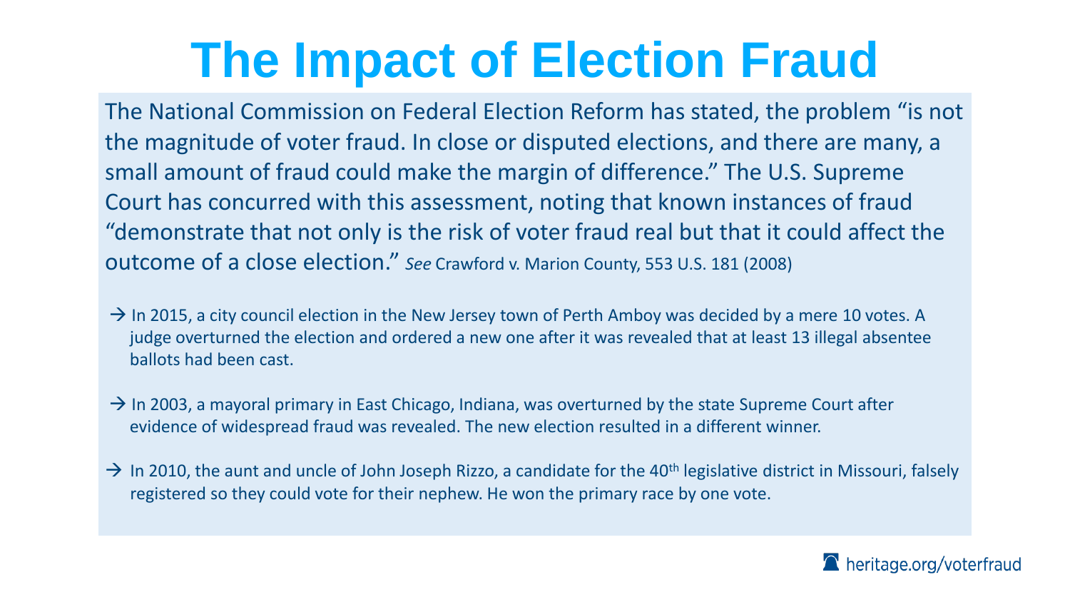# The Impact of Election Fraud

The National Commission on Federal Election Reform has stated, the problem "is not the magnitude of voter fraud. In close or disputed elections, and there are many, a small amount of fraud could make the margin of difference." The U.S. Supreme Court has concurred with this assessment, noting that known instances of fraud "demonstrate that not only is the risk of voter fraud real but that it could affect the outcome of a close election." *See* Crawford v. Marion County, 553 U.S. 181 (2008)

→ In 2015, a city council election in the New Jersey town of Perth Amboy was decided by a mere 10 votes. A judge overturned the election and ordered a new one after it was revealed that at least 13 illegal absentee ballots had been cast.

→ In 2003, a mayoral primary in East Chicago, Indiana, was overturned by the state Supreme Court after evidence of widespread fraud was revealed. The new election resulted in a different winner.

→ In 2010, the aunt and uncle of John Joseph Rizzo, a candidate for the 40th legislative district in Missouri, falsely registered so they could vote for their nephew. He won the primary race by one vote.

heritage.org/voterfraud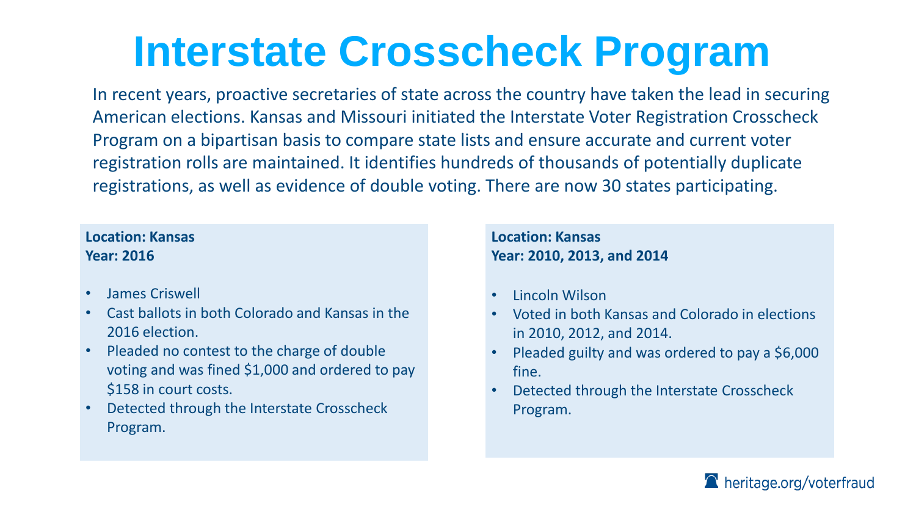# Interstate Crosscheck Program

In recent years, proactive secretaries of state across the country have taken the lead in securing American elections. Kansas and Missouri initiated the Interstate Voter Registration Crosscheck Program on a bipartisan basis to compare state lists and ensure accurate and current voter registration rolls are maintained. It identifies hundreds of thousands of potentially duplicate registrations, as well as evidence of double voting. There are now 30 states participating.

**Location: Kansas**
**Year: 2016**

- James Criswell
- Cast ballots in both Colorado and Kansas in the 2016 election.
- Pleaded no contest to the charge of double voting and was fined $1,000 and ordered to pay $158 in court costs.
- Detected through the Interstate Crosscheck Program.

**Location: Kansas**
**Year: 2010, 2013, and 2014**

- Lincoln Wilson
- Voted in both Kansas and Colorado in elections in 2010, 2012, and 2014.
- Pleaded guilty and was ordered to pay a $6,000 fine.
- Detected through the Interstate Crosscheck Program.

heritage.org/voterfraud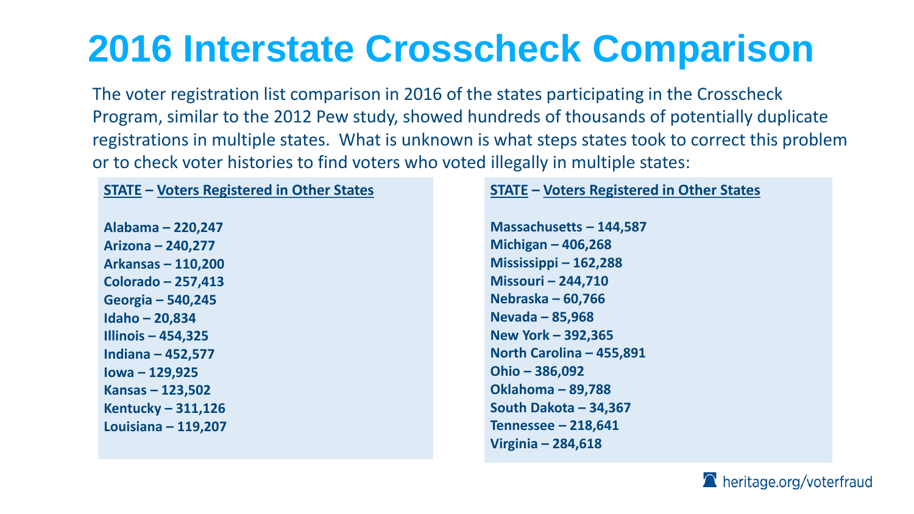# 2016 Interstate Crosscheck Comparison

The voter registration list comparison in 2016 of the states participating in the Crosscheck Program, similar to the 2012 Pew study, showed hundreds of thousands of potentially duplicate registrations in multiple states. What is unknown is what steps states took to correct this problem or to check voter histories to find voters who voted illegally in multiple states:

| STATE – Voters Registered in Other States | STATE – Voters Registered in Other States |
|---|---|
| **Alabama – 220,247** | **Massachusetts – 144,587** |
| **Arizona – 240,277** | **Michigan – 406,268** |
| **Arkansas – 110,200** | **Mississippi – 162,288** |
| **Colorado – 257,413** | **Missouri – 244,710** |
| **Georgia – 540,245** | **Nebraska – 60,766** |
| **Idaho – 20,834** | **Nevada – 85,968** |
| **Illinois – 454,325** | **New York – 392,365** |
| **Indiana – 452,577** | **North Carolina – 455,891** |
| **Iowa – 129,925** | **Ohio – 386,092** |
| **Kansas – 123,502** | **Oklahoma – 89,788** |
| **Kentucky – 311,126** | **South Dakota – 34,367** |
| **Louisiana – 119,207** | **Tennessee – 218,641** |
| | **Virginia – 284,618** |

heritage.org/voterfraud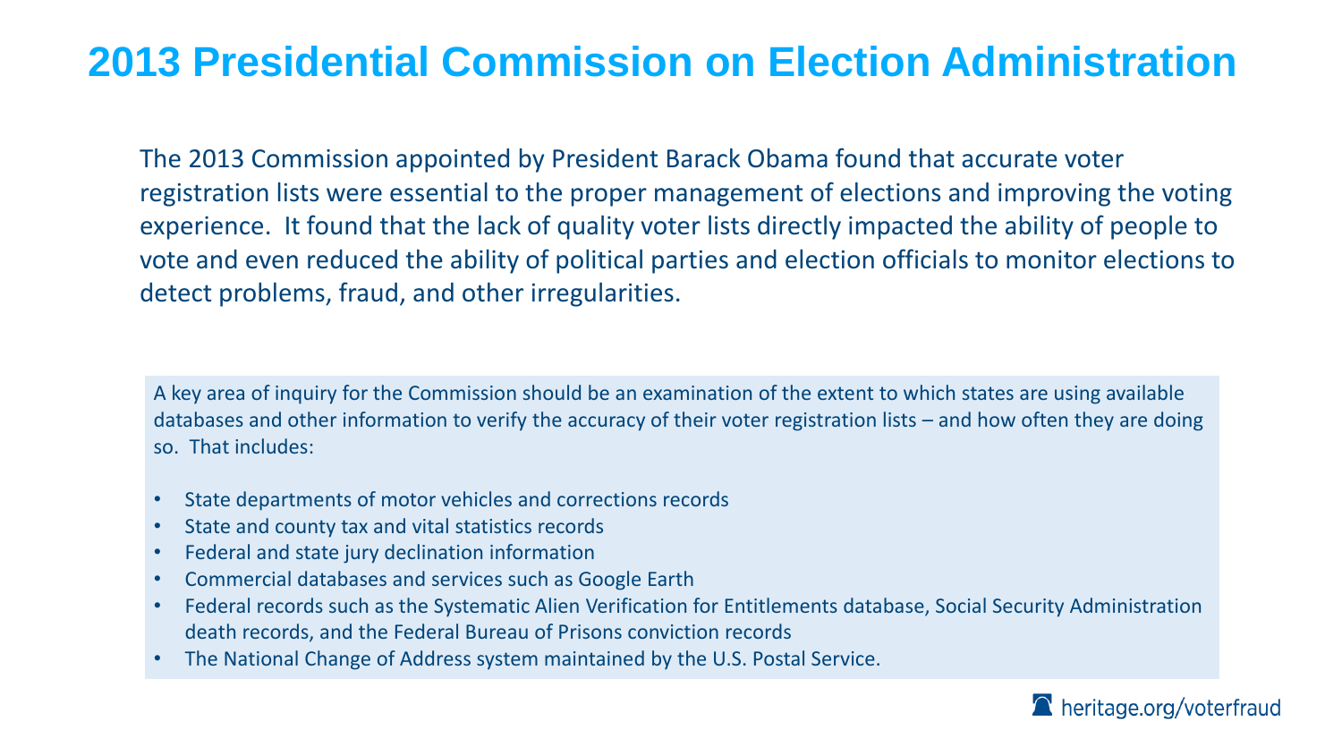# 2013 Presidential Commission on Election Administration

The 2013 Commission appointed by President Barack Obama found that accurate voter registration lists were essential to the proper management of elections and improving the voting experience. It found that the lack of quality voter lists directly impacted the ability of people to vote and even reduced the ability of political parties and election officials to monitor elections to detect problems, fraud, and other irregularities.

A key area of inquiry for the Commission should be an examination of the extent to which states are using available databases and other information to verify the accuracy of their voter registration lists – and how often they are doing so. That includes:

- State departments of motor vehicles and corrections records
- State and county tax and vital statistics records
- Federal and state jury declination information
- Commercial databases and services such as Google Earth
- Federal records such as the Systematic Alien Verification for Entitlements database, Social Security Administration death records, and the Federal Bureau of Prisons conviction records
- The National Change of Address system maintained by the U.S. Postal Service.

heritage.org/voterfraud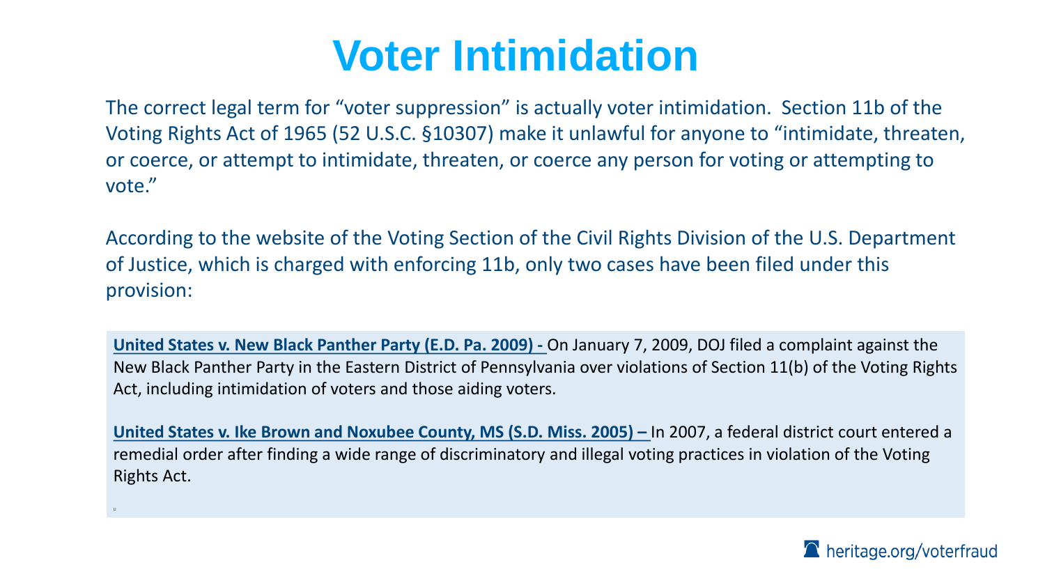# Voter Intimidation

The correct legal term for "voter suppression" is actually voter intimidation. Section 11b of the Voting Rights Act of 1965 (52 U.S.C. §10307) make it unlawful for anyone to "intimidate, threaten, or coerce, or attempt to intimidate, threaten, or coerce any person for voting or attempting to vote."

According to the website of the Voting Section of the Civil Rights Division of the U.S. Department of Justice, which is charged with enforcing 11b, only two cases have been filed under this provision:

**United States v. New Black Panther Party (E.D. Pa. 2009) -** On January 7, 2009, DOJ filed a complaint against the New Black Panther Party in the Eastern District of Pennsylvania over violations of Section 11(b) of the Voting Rights Act, including intimidation of voters and those aiding voters.

**United States v. Ike Brown and Noxubee County, MS (S.D. Miss. 2005) –** In 2007, a federal district court entered a remedial order after finding a wide range of discriminatory and illegal voting practices in violation of the Voting Rights Act.

heritage.org/voterfraud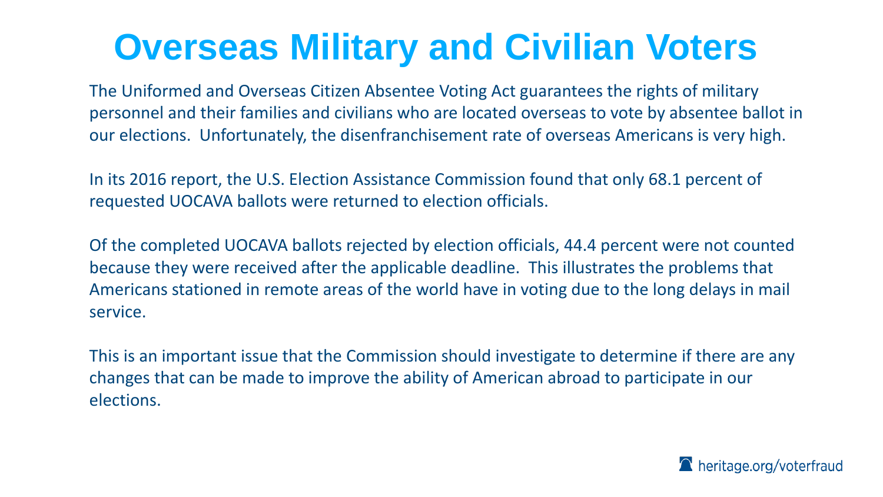# Overseas Military and Civilian Voters

The Uniformed and Overseas Citizen Absentee Voting Act guarantees the rights of military personnel and their families and civilians who are located overseas to vote by absentee ballot in our elections. Unfortunately, the disenfranchisement rate of overseas Americans is very high.

In its 2016 report, the U.S. Election Assistance Commission found that only 68.1 percent of requested UOCAVA ballots were returned to election officials.

Of the completed UOCAVA ballots rejected by election officials, 44.4 percent were not counted because they were received after the applicable deadline. This illustrates the problems that Americans stationed in remote areas of the world have in voting due to the long delays in mail service.

This is an important issue that the Commission should investigate to determine if there are any changes that can be made to improve the ability of American abroad to participate in our elections.

heritage.org/voterfraud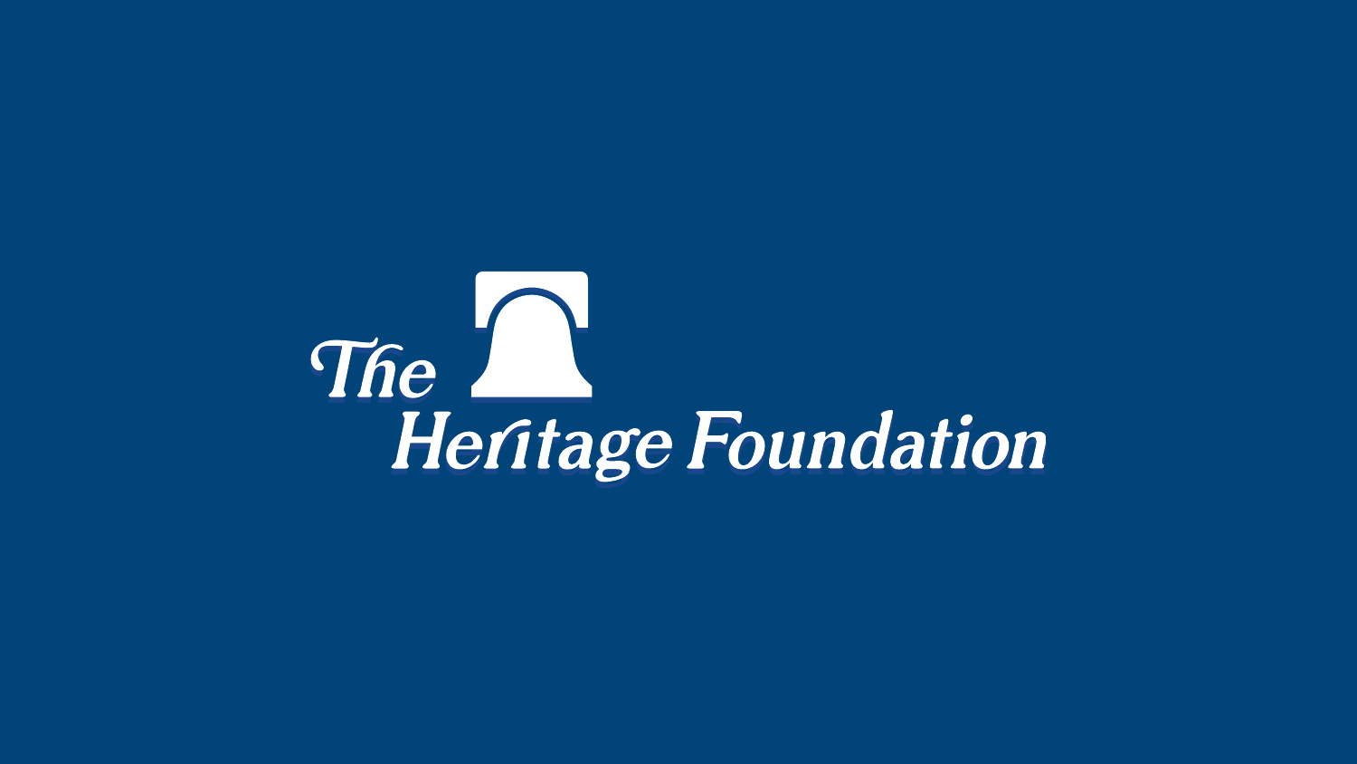The Heritage Foundation